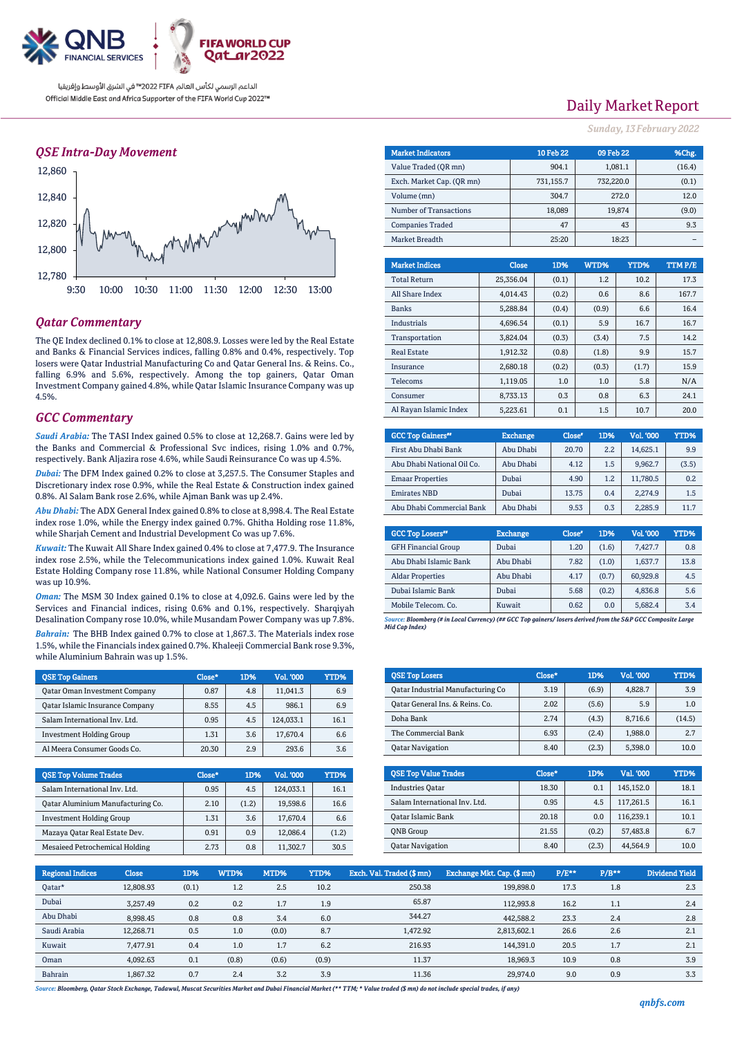الداعم الرسمي لكأس العالم FIFA 2022™ في الشرق الأوسط وإفريقيا
Official Middle East and Africa Supporter of the FIFA World Cup 2022™

# Daily Market Report

*Sunday, 13 February 2022*

## QSE Intra-Day Movement

## Qatar Commentary

The QE Index declined 0.1% to close at 12,808.9. Losses were led by the Real Estate and Banks & Financial Services indices, falling 0.8% and 0.4%, respectively. Top losers were Qatar Industrial Manufacturing Co and Qatar General Ins. & Reins. Co., falling 6.9% and 5.6%, respectively. Among the top gainers, Qatar Oman Investment Company gained 4.8%, while Qatar Islamic Insurance Company was up 4.5%.

## GCC Commentary

*Saudi Arabia:* The TASI Index gained 0.5% to close at 12,268.7. Gains were led by the Banks and Commercial & Professional Svc indices, rising 1.0% and 0.7%, respectively. Bank Aljazira rose 4.6%, while Saudi Reinsurance Co was up 4.5%.

*Dubai:* The DFM Index gained 0.2% to close at 3,257.5. The Consumer Staples and Discretionary index rose 0.9%, while the Real Estate & Construction index gained 0.8%. Al Salam Bank rose 2.6%, while Ajman Bank was up 2.4%.

*Abu Dhabi:* The ADX General Index gained 0.8% to close at 8,998.4. The Real Estate index rose 1.0%, while the Energy index gained 0.7%. Ghitha Holding rose 11.8%, while Sharjah Cement and Industrial Development Co was up 7.6%.

*Kuwait:* The Kuwait All Share Index gained 0.4% to close at 7,477.9. The Insurance index rose 2.5%, while the Telecommunications index gained 1.0%. Kuwait Real Estate Holding Company rose 11.8%, while National Consumer Holding Company was up 10.9%.

*Oman:* The MSM 30 Index gained 0.1% to close at 4,092.6. Gains were led by the Services and Financial indices, rising 0.6% and 0.1%, respectively. Sharqiyah Desalination Company rose 10.0%, while Musandam Power Company was up 7.8%.

*Bahrain:* The BHB Index gained 0.7% to close at 1,867.3. The Materials index rose 1.5%, while the Financials index gained 0.7%. Khaleeji Commercial Bank rose 9.3%, while Aluminium Bahrain was up 1.5%.

| Market Indicators | 10 Feb 22 | 09 Feb 22 | %Chg. |
|---|---|---|---|
| Value Traded (QR mn) | 904.1 | 1,081.1 | (16.4) |
| Exch. Market Cap. (QR mn) | 731,155.7 | 732,220.0 | (0.1) |
| Volume (mn) | 304.7 | 272.0 | 12.0 |
| Number of Transactions | 18,089 | 19,874 | (9.0) |
| Companies Traded | 47 | 43 | 9.3 |
| Market Breadth | 25:20 | 18:23 | – |

| Market Indices | Close | 1D% | WTD% | YTD% | TTM P/E |
|---|---|---|---|---|---|
| Total Return | 25,356.04 | (0.1) | 1.2 | 10.2 | 17.3 |
| All Share Index | 4,014.43 | (0.2) | 0.6 | 8.6 | 167.7 |
| Banks | 5,288.84 | (0.4) | (0.9) | 6.6 | 16.4 |
| Industrials | 4,696.54 | (0.1) | 5.9 | 16.7 | 16.7 |
| Transportation | 3,824.04 | (0.3) | (3.4) | 7.5 | 14.2 |
| Real Estate | 1,912.32 | (0.8) | (1.8) | 9.9 | 15.7 |
| Insurance | 2,680.18 | (0.2) | (0.3) | (1.7) | 15.9 |
| Telecoms | 1,119.05 | 1.0 | 1.0 | 5.8 | N/A |
| Consumer | 8,733.13 | 0.3 | 0.8 | 6.3 | 24.1 |
| Al Rayan Islamic Index | 5,223.61 | 0.1 | 1.5 | 10.7 | 20.0 |

| GCC Top Gainers## | Exchange | Close# | 1D% | Vol. '000 | YTD% |
|---|---|---|---|---|---|
| First Abu Dhabi Bank | Abu Dhabi | 20.70 | 2.2 | 14,625.1 | 9.9 |
| Abu Dhabi National Oil Co. | Abu Dhabi | 4.12 | 1.5 | 9,962.7 | (3.5) |
| Emaar Properties | Dubai | 4.90 | 1.2 | 11,780.5 | 0.2 |
| Emirates NBD | Dubai | 13.75 | 0.4 | 2,274.9 | 1.5 |
| Abu Dhabi Commercial Bank | Abu Dhabi | 9.53 | 0.3 | 2,285.9 | 11.7 |

| GCC Top Losers## | Exchange | Close# | 1D% | Vol. '000 | YTD% |
|---|---|---|---|---|---|
| GFH Financial Group | Dubai | 1.20 | (1.6) | 7,427.7 | 0.8 |
| Abu Dhabi Islamic Bank | Abu Dhabi | 7.82 | (1.0) | 1,637.7 | 13.8 |
| Aldar Properties | Abu Dhabi | 4.17 | (0.7) | 60,929.8 | 4.5 |
| Dubai Islamic Bank | Dubai | 5.68 | (0.2) | 4,836.8 | 5.6 |
| Mobile Telecom. Co. | Kuwait | 0.62 | 0.0 | 5,682.4 | 3.4 |

*Source: Bloomberg (# in Local Currency) (## GCC Top gainers/ losers derived from the S&P GCC Composite Large Mid Cap Index)*

| QSE Top Gainers | Close* | 1D% | Vol. '000 | YTD% |
|---|---|---|---|---|
| Qatar Oman Investment Company | 0.87 | 4.8 | 11,041.3 | 6.9 |
| Qatar Islamic Insurance Company | 8.55 | 4.5 | 986.1 | 6.9 |
| Salam International Inv. Ltd. | 0.95 | 4.5 | 124,033.1 | 16.1 |
| Investment Holding Group | 1.31 | 3.6 | 17,670.4 | 6.6 |
| Al Meera Consumer Goods Co. | 20.30 | 2.9 | 293.6 | 3.6 |

| QSE Top Losers | Close* | 1D% | Vol. '000 | YTD% |
|---|---|---|---|---|
| Qatar Industrial Manufacturing Co | 3.19 | (6.9) | 4,828.7 | 3.9 |
| Qatar General Ins. & Reins. Co. | 2.02 | (5.6) | 5.9 | 1.0 |
| Doha Bank | 2.74 | (4.3) | 8,716.6 | (14.5) |
| The Commercial Bank | 6.93 | (2.4) | 1,988.0 | 2.7 |
| Qatar Navigation | 8.40 | (2.3) | 5,398.0 | 10.0 |

| QSE Top Volume Trades | Close* | 1D% | Vol. '000 | YTD% |
|---|---|---|---|---|
| Salam International Inv. Ltd. | 0.95 | 4.5 | 124,033.1 | 16.1 |
| Qatar Aluminium Manufacturing Co. | 2.10 | (1.2) | 19,598.6 | 16.6 |
| Investment Holding Group | 1.31 | 3.6 | 17,670.4 | 6.6 |
| Mazaya Qatar Real Estate Dev. | 0.91 | 0.9 | 12,086.4 | (1.2) |
| Mesaieed Petrochemical Holding | 2.73 | 0.8 | 11,302.7 | 30.5 |

| QSE Top Value Trades | Close* | 1D% | Val. '000 | YTD% |
|---|---|---|---|---|
| Industries Qatar | 18.30 | 0.1 | 145,152.0 | 18.1 |
| Salam International Inv. Ltd. | 0.95 | 4.5 | 117,261.5 | 16.1 |
| Qatar Islamic Bank | 20.18 | 0.0 | 116,239.1 | 10.1 |
| QNB Group | 21.55 | (0.2) | 57,483.8 | 6.7 |
| Qatar Navigation | 8.40 | (2.3) | 44,564.9 | 10.0 |

| Regional Indices | Close | 1D% | WTD% | MTD% | YTD% | Exch. Val. Traded ($ mn) | Exchange Mkt. Cap. ($ mn) | P/E** | P/B** | Dividend Yield |
|---|---|---|---|---|---|---|---|---|---|---|
| Qatar* | 12,808.93 | (0.1) | 1.2 | 2.5 | 10.2 | 250.38 | 199,898.0 | 17.3 | 1.8 | 2.3 |
| Dubai | 3,257.49 | 0.2 | 0.2 | 1.7 | 1.9 | 65.87 | 112,993.8 | 16.2 | 1.1 | 2.4 |
| Abu Dhabi | 8,998.45 | 0.8 | 0.8 | 3.4 | 6.0 | 344.27 | 442,588.2 | 23.3 | 2.4 | 2.8 |
| Saudi Arabia | 12,268.71 | 0.5 | 1.0 | (0.0) | 8.7 | 1,472.92 | 2,813,602.1 | 26.6 | 2.6 | 2.1 |
| Kuwait | 7,477.91 | 0.4 | 1.0 | 1.7 | 6.2 | 216.93 | 144,391.0 | 20.5 | 1.7 | 2.1 |
| Oman | 4,092.63 | 0.1 | (0.8) | (0.6) | (0.9) | 11.37 | 18,969.3 | 10.9 | 0.8 | 3.9 |
| Bahrain | 1,867.32 | 0.7 | 2.4 | 3.2 | 3.9 | 11.36 | 29,974.0 | 9.0 | 0.9 | 3.3 |

*Source: Bloomberg, Qatar Stock Exchange, Tadawul, Muscat Securities Market and Dubai Financial Market (** TTM; * Value traded ($ mn) do not include special trades, if any)*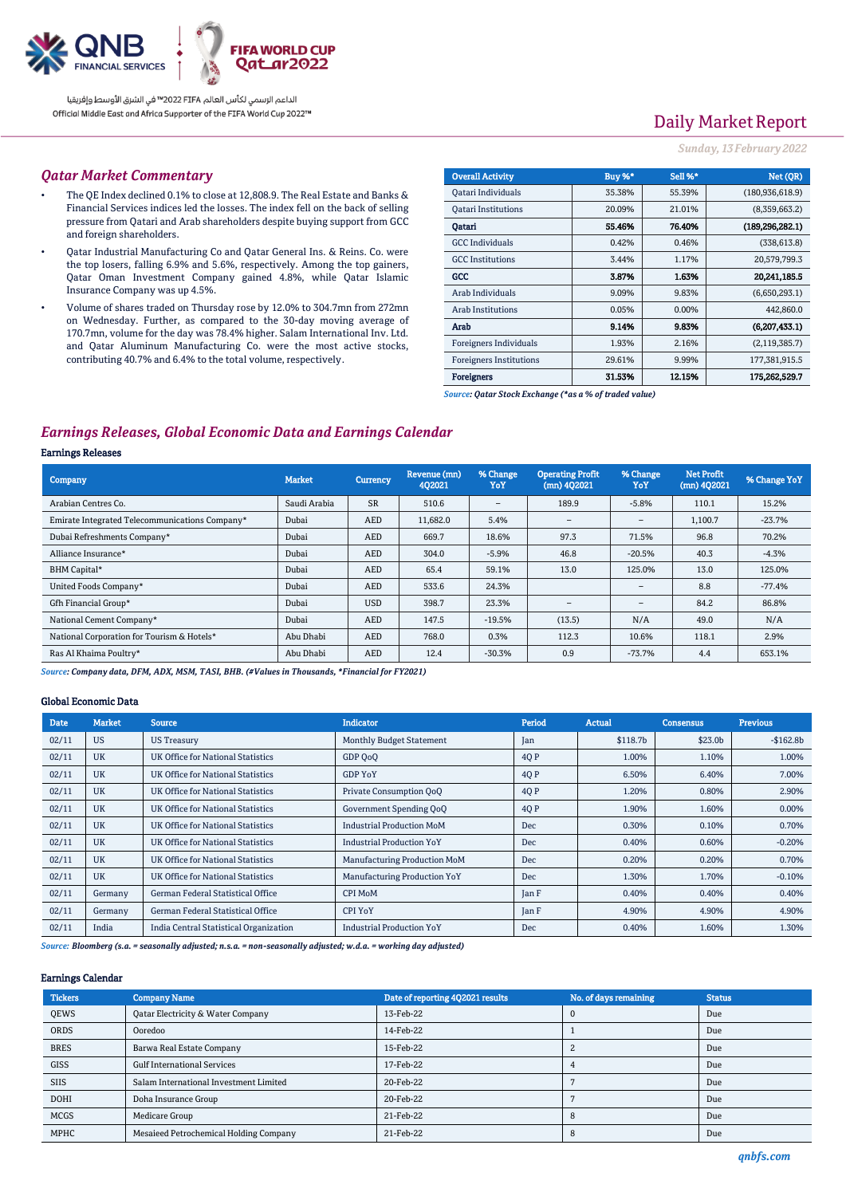Daily Market Report

*Sunday, 13 February 2022*

## *Qatar Market Commentary*

- The QE Index declined 0.1% to close at 12,808.9. The Real Estate and Banks & Financial Services indices led the losses. The index fell on the back of selling pressure from Qatari and Arab shareholders despite buying support from GCC and foreign shareholders.
- Qatar Industrial Manufacturing Co and Qatar General Ins. & Reins. Co. were the top losers, falling 6.9% and 5.6%, respectively. Among the top gainers, Qatar Oman Investment Company gained 4.8%, while Qatar Islamic Insurance Company was up 4.5%.
- Volume of shares traded on Thursday rose by 12.0% to 304.7mn from 272mn on Wednesday. Further, as compared to the 30-day moving average of 170.7mn, volume for the day was 78.4% higher. Salam International Inv. Ltd. and Qatar Aluminum Manufacturing Co. were the most active stocks, contributing 40.7% and 6.4% to the total volume, respectively.

| Overall Activity | Buy %* | Sell %* | Net (QR) |
|---|---|---|---|
| Qatari Individuals | 35.38% | 55.39% | (180,936,618.9) |
| Qatari Institutions | 20.09% | 21.01% | (8,359,663.2) |
| **Qatari** | **55.46%** | **76.40%** | **(189,296,282.1)** |
| GCC Individuals | 0.42% | 0.46% | (338,613.8) |
| GCC Institutions | 3.44% | 1.17% | 20,579,799.3 |
| **GCC** | **3.87%** | **1.63%** | **20,241,185.5** |
| Arab Individuals | 9.09% | 9.83% | (6,650,293.1) |
| Arab Institutions | 0.05% | 0.00% | 442,860.0 |
| **Arab** | **9.14%** | **9.83%** | **(6,207,433.1)** |
| Foreigners Individuals | 1.93% | 2.16% | (2,119,385.7) |
| Foreigners Institutions | 29.61% | 9.99% | 177,381,915.5 |
| **Foreigners** | **31.53%** | **12.15%** | **175,262,529.7** |

*Source: Qatar Stock Exchange (\*as a % of traded value)*

## *Earnings Releases, Global Economic Data and Earnings Calendar*

### Earnings Releases

| Company | Market | Currency | Revenue (mn) 4Q2021 | % Change YoY | Operating Profit (mn) 4Q2021 | % Change YoY | Net Profit (mn) 4Q2021 | % Change YoY |
|---|---|---|---|---|---|---|---|---|
| Arabian Centres Co. | Saudi Arabia | SR | 510.6 | – | 189.9 | -5.8% | 110.1 | 15.2% |
| Emirate Integrated Telecommunications Company* | Dubai | AED | 11,682.0 | 5.4% | – | – | 1,100.7 | -23.7% |
| Dubai Refreshments Company* | Dubai | AED | 669.7 | 18.6% | 97.3 | 71.5% | 96.8 | 70.2% |
| Alliance Insurance* | Dubai | AED | 304.0 | -5.9% | 46.8 | -20.5% | 40.3 | -4.3% |
| BHM Capital* | Dubai | AED | 65.4 | 59.1% | 13.0 | 125.0% | 13.0 | 125.0% |
| United Foods Company* | Dubai | AED | 533.6 | 24.3% | | – | 8.8 | -77.4% |
| Gfh Financial Group* | Dubai | USD | 398.7 | 23.3% | – | – | 84.2 | 86.8% |
| National Cement Company* | Dubai | AED | 147.5 | -19.5% | (13.5) | N/A | 49.0 | N/A |
| National Corporation for Tourism & Hotels* | Abu Dhabi | AED | 768.0 | 0.3% | 112.3 | 10.6% | 118.1 | 2.9% |
| Ras Al Khaima Poultry* | Abu Dhabi | AED | 12.4 | -30.3% | 0.9 | -73.7% | 4.4 | 653.1% |

*Source: Company data, DFM, ADX, MSM, TASI, BHB. (#Values in Thousands, \*Financial for FY2021)*

### Global Economic Data

| Date | Market | Source | Indicator | Period | Actual | Consensus | Previous |
|---|---|---|---|---|---|---|---|
| 02/11 | US | US Treasury | Monthly Budget Statement | Jan | $118.7b | $23.0b | -$162.8b |
| 02/11 | UK | UK Office for National Statistics | GDP QoQ | 4Q P | 1.00% | 1.10% | 1.00% |
| 02/11 | UK | UK Office for National Statistics | GDP YoY | 4Q P | 6.50% | 6.40% | 7.00% |
| 02/11 | UK | UK Office for National Statistics | Private Consumption QoQ | 4Q P | 1.20% | 0.80% | 2.90% |
| 02/11 | UK | UK Office for National Statistics | Government Spending QoQ | 4Q P | 1.90% | 1.60% | 0.00% |
| 02/11 | UK | UK Office for National Statistics | Industrial Production MoM | Dec | 0.30% | 0.10% | 0.70% |
| 02/11 | UK | UK Office for National Statistics | Industrial Production YoY | Dec | 0.40% | 0.60% | -0.20% |
| 02/11 | UK | UK Office for National Statistics | Manufacturing Production MoM | Dec | 0.20% | 0.20% | 0.70% |
| 02/11 | UK | UK Office for National Statistics | Manufacturing Production YoY | Dec | 1.30% | 1.70% | -0.10% |
| 02/11 | Germany | German Federal Statistical Office | CPI MoM | Jan F | 0.40% | 0.40% | 0.40% |
| 02/11 | Germany | German Federal Statistical Office | CPI YoY | Jan F | 4.90% | 4.90% | 4.90% |
| 02/11 | India | India Central Statistical Organization | Industrial Production YoY | Dec | 0.40% | 1.60% | 1.30% |

*Source: Bloomberg (s.a. = seasonally adjusted; n.s.a. = non-seasonally adjusted; w.d.a. = working day adjusted)*

### Earnings Calendar

| Tickers | Company Name | Date of reporting 4Q2021 results | No. of days remaining | Status |
|---|---|---|---|---|
| QEWS | Qatar Electricity & Water Company | 13-Feb-22 | 0 | Due |
| ORDS | Ooredoo | 14-Feb-22 | 1 | Due |
| BRES | Barwa Real Estate Company | 15-Feb-22 | 2 | Due |
| GISS | Gulf International Services | 17-Feb-22 | 4 | Due |
| SIIS | Salam International Investment Limited | 20-Feb-22 | 7 | Due |
| DOHI | Doha Insurance Group | 20-Feb-22 | 7 | Due |
| MCGS | Medicare Group | 21-Feb-22 | 8 | Due |
| MPHC | Mesaieed Petrochemical Holding Company | 21-Feb-22 | 8 | Due |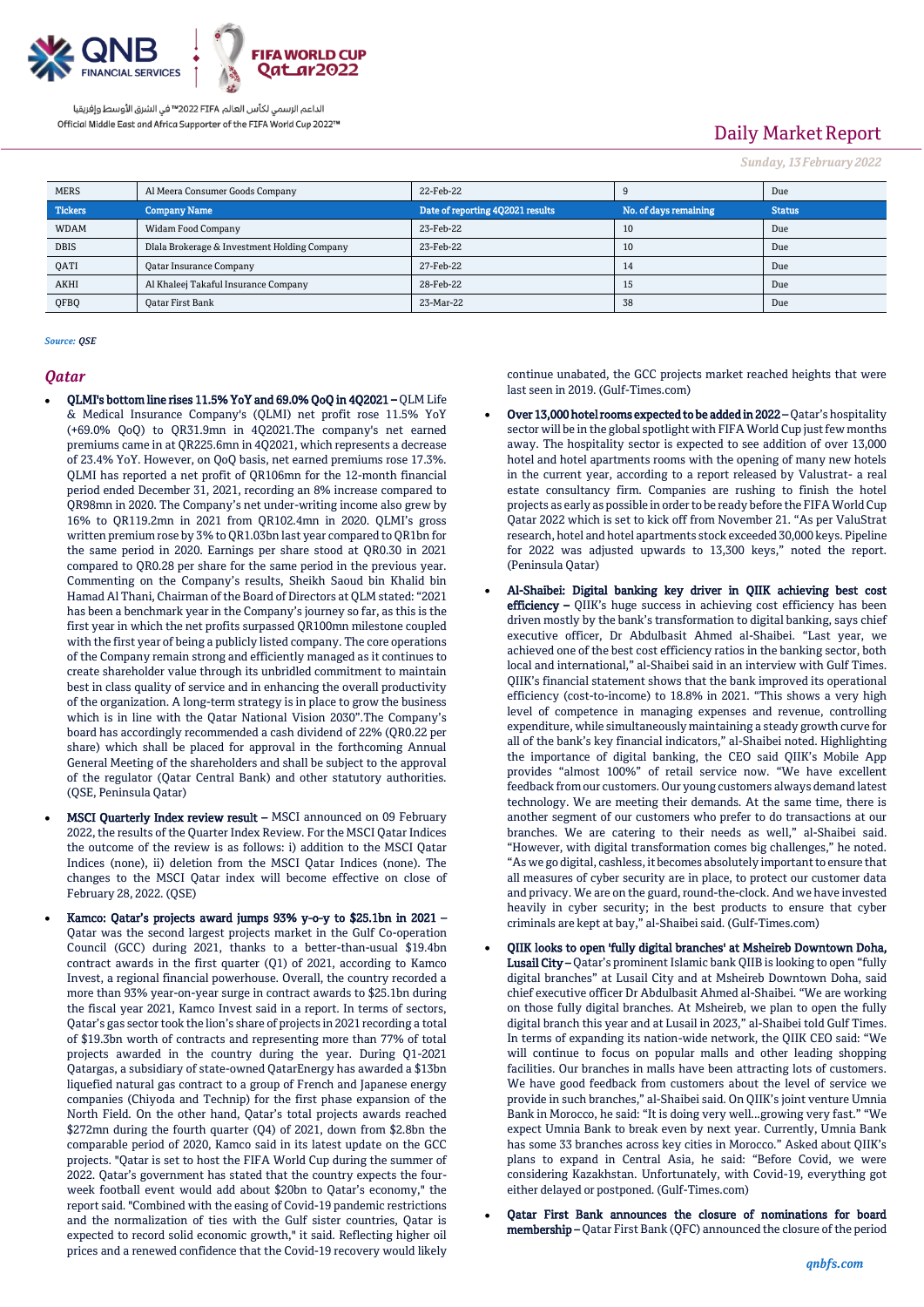| MERS | Al Meera Consumer Goods Company | 22-Feb-22 | 9 | Due |
|---|---|---|---|---|
| **Tickers** | **Company Name** | **Date of reporting 4Q2021 results** | **No. of days remaining** | **Status** |
| WDAM | Widam Food Company | 23-Feb-22 | 10 | Due |
| DBIS | Dlala Brokerage & Investment Holding Company | 23-Feb-22 | 10 | Due |
| QATI | Qatar Insurance Company | 27-Feb-22 | 14 | Due |
| AKHI | Al Khaleej Takaful Insurance Company | 28-Feb-22 | 15 | Due |
| QFBQ | Qatar First Bank | 23-Mar-22 | 38 | Due |

*Source: QSE*

## *Qatar*

- **QLMI's bottom line rises 11.5% YoY and 69.0% QoQ in 4Q2021 –** QLM Life & Medical Insurance Company's (QLMI) net profit rose 11.5% YoY (+69.0% QoQ) to QR31.9mn in 4Q2021.The company's net earned premiums came in at QR225.6mn in 4Q2021, which represents a decrease of 23.4% YoY. However, on QoQ basis, net earned premiums rose 17.3%. QLMI has reported a net profit of QR106mn for the 12-month financial period ended December 31, 2021, recording an 8% increase compared to QR98mn in 2020. The Company's net under-writing income also grew by 16% to QR119.2mn in 2021 from QR102.4mn in 2020. QLMI's gross written premium rose by 3% to QR1.03bn last year compared to QR1bn for the same period in 2020. Earnings per share stood at QR0.30 in 2021 compared to QR0.28 per share for the same period in the previous year. Commenting on the Company's results, Sheikh Saoud bin Khalid bin Hamad Al Thani, Chairman of the Board of Directors at QLM stated: "2021 has been a benchmark year in the Company's journey so far, as this is the first year in which the net profits surpassed QR100mn milestone coupled with the first year of being a publicly listed company. The core operations of the Company remain strong and efficiently managed as it continues to create shareholder value through its unbridled commitment to maintain best in class quality of service and in enhancing the overall productivity of the organization. A long-term strategy is in place to grow the business which is in line with the Qatar National Vision 2030".The Company's board has accordingly recommended a cash dividend of 22% (QR0.22 per share) which shall be placed for approval in the forthcoming Annual General Meeting of the shareholders and shall be subject to the approval of the regulator (Qatar Central Bank) and other statutory authorities. (QSE, Peninsula Qatar)

- **MSCI Quarterly Index review result –** MSCI announced on 09 February 2022, the results of the Quarter Index Review. For the MSCI Qatar Indices the outcome of the review is as follows: i) addition to the MSCI Qatar Indices (none), ii) deletion from the MSCI Qatar Indices (none). The changes to the MSCI Qatar index will become effective on close of February 28, 2022. (QSE)

- **Kamco: Qatar's projects award jumps 93% y-o-y to $25.1bn in 2021 –** Qatar was the second largest projects market in the Gulf Co-operation Council (GCC) during 2021, thanks to a better-than-usual $19.4bn contract awards in the first quarter (Q1) of 2021, according to Kamco Invest, a regional financial powerhouse. Overall, the country recorded a more than 93% year-on-year surge in contract awards to $25.1bn during the fiscal year 2021, Kamco Invest said in a report. In terms of sectors, Qatar's gas sector took the lion's share of projects in 2021 recording a total of $19.3bn worth of contracts and representing more than 77% of total projects awarded in the country during the year. During Q1-2021 Qatargas, a subsidiary of state-owned QatarEnergy has awarded a $13bn liquefied natural gas contract to a group of French and Japanese energy companies (Chiyoda and Technip) for the first phase expansion of the North Field. On the other hand, Qatar's total projects awards reached $272mn during the fourth quarter (Q4) of 2021, down from $2.8bn the comparable period of 2020, Kamco said in its latest update on the GCC projects. "Qatar is set to host the FIFA World Cup during the summer of 2022. Qatar's government has stated that the country expects the four-week football event would add about $20bn to Qatar's economy," the report said. "Combined with the easing of Covid-19 pandemic restrictions and the normalization of ties with the Gulf sister countries, Qatar is expected to record solid economic growth," it said. Reflecting higher oil prices and a renewed confidence that the Covid-19 recovery would likely continue unabated, the GCC projects market reached heights that were last seen in 2019. (Gulf-Times.com)

- **Over 13,000 hotel rooms expected to be added in 2022 –** Qatar's hospitality sector will be in the global spotlight with FIFA World Cup just few months away. The hospitality sector is expected to see addition of over 13,000 hotel and hotel apartments rooms with the opening of many new hotels in the current year, according to a report released by Valustrat- a real estate consultancy firm. Companies are rushing to finish the hotel projects as early as possible in order to be ready before the FIFA World Cup Qatar 2022 which is set to kick off from November 21. "As per ValuStrat research, hotel and hotel apartments stock exceeded 30,000 keys. Pipeline for 2022 was adjusted upwards to 13,300 keys," noted the report. (Peninsula Qatar)

- **Al-Shaibei: Digital banking key driver in QIIK achieving best cost efficiency –** QIIK's huge success in achieving cost efficiency has been driven mostly by the bank's transformation to digital banking, says chief executive officer, Dr Abdulbasit Ahmed al-Shaibei. "Last year, we achieved one of the best cost efficiency ratios in the banking sector, both local and international," al-Shaibei said in an interview with Gulf Times. QIIK's financial statement shows that the bank improved its operational efficiency (cost-to-income) to 18.8% in 2021. "This shows a very high level of competence in managing expenses and revenue, controlling expenditure, while simultaneously maintaining a steady growth curve for all of the bank's key financial indicators," al-Shaibei noted. Highlighting the importance of digital banking, the CEO said QIIK's Mobile App provides "almost 100%" of retail service now. "We have excellent feedback from our customers. Our young customers always demand latest technology. We are meeting their demands. At the same time, there is another segment of our customers who prefer to do transactions at our branches. We are catering to their needs as well," al-Shaibei said. "However, with digital transformation comes big challenges," he noted. "As we go digital, cashless, it becomes absolutely important to ensure that all measures of cyber security are in place, to protect our customer data and privacy. We are on the guard, round-the-clock. And we have invested heavily in cyber security; in the best products to ensure that cyber criminals are kept at bay," al-Shaibei said. (Gulf-Times.com)

- **QIIK looks to open 'fully digital branches' at Msheireb Downtown Doha, Lusail City –** Qatar's prominent Islamic bank QIIB is looking to open "fully digital branches" at Lusail City and at Msheireb Downtown Doha, said chief executive officer Dr Abdulbasit Ahmed al-Shaibei. "We are working on those fully digital branches. At Msheireb, we plan to open the fully digital branch this year and at Lusail in 2023," al-Shaibei told Gulf Times. In terms of expanding its nation-wide network, the QIIK CEO said: "We will continue to focus on popular malls and other leading shopping facilities. Our branches in malls have been attracting lots of customers. We have good feedback from customers about the level of service we provide in such branches," al-Shaibei said. On QIIK's joint venture Umnia Bank in Morocco, he said: "It is doing very well…growing very fast." "We expect Umnia Bank to break even by next year. Currently, Umnia Bank has some 33 branches across key cities in Morocco." Asked about QIIK's plans to expand in Central Asia, he said: "Before Covid, we were considering Kazakhstan. Unfortunately, with Covid-19, everything got either delayed or postponed. (Gulf-Times.com)

- **Qatar First Bank announces the closure of nominations for board membership –** Qatar First Bank (QFC) announced the closure of the period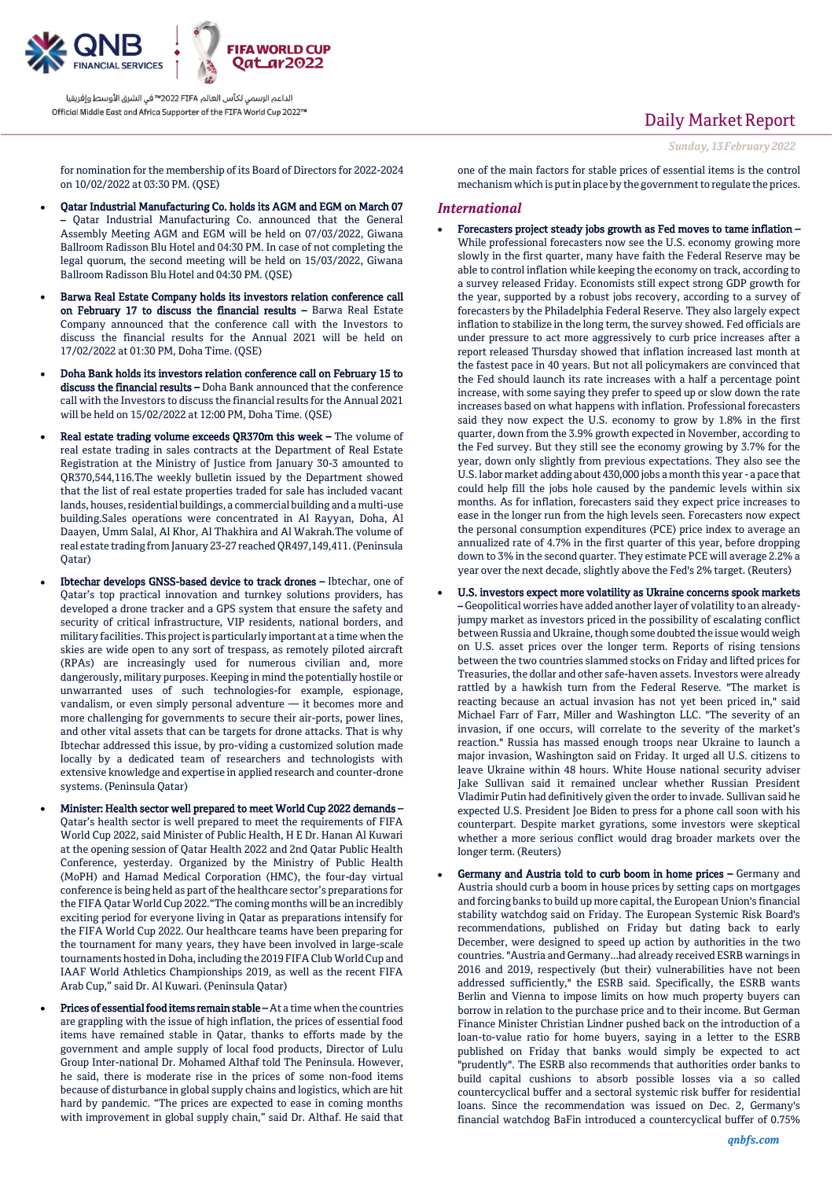for nomination for the membership of its Board of Directors for 2022-2024 on 10/02/2022 at 03:30 PM. (QSE)

- **Qatar Industrial Manufacturing Co. holds its AGM and EGM on March 07** – Qatar Industrial Manufacturing Co. announced that the General Assembly Meeting AGM and EGM will be held on 07/03/2022, Giwana Ballroom Radisson Blu Hotel and 04:30 PM. In case of not completing the legal quorum, the second meeting will be held on 15/03/2022, Giwana Ballroom Radisson Blu Hotel and 04:30 PM. (QSE)
- **Barwa Real Estate Company holds its investors relation conference call on February 17 to discuss the financial results** – Barwa Real Estate Company announced that the conference call with the Investors to discuss the financial results for the Annual 2021 will be held on 17/02/2022 at 01:30 PM, Doha Time. (QSE)
- **Doha Bank holds its investors relation conference call on February 15 to discuss the financial results** – Doha Bank announced that the conference call with the Investors to discuss the financial results for the Annual 2021 will be held on 15/02/2022 at 12:00 PM, Doha Time. (QSE)
- **Real estate trading volume exceeds QR370m this week** – The volume of real estate trading in sales contracts at the Department of Real Estate Registration at the Ministry of Justice from January 30-3 amounted to QR370,544,116.The weekly bulletin issued by the Department showed that the list of real estate properties traded for sale has included vacant lands, houses, residential buildings, a commercial building and a multi-use building.Sales operations were concentrated in Al Rayyan, Doha, Al Daayen, Umm Salal, Al Khor, Al Thakhira and Al Wakrah.The volume of real estate trading from January 23-27 reached QR497,149,411. (Peninsula Qatar)
- **Ibtechar develops GNSS-based device to track drones** – Ibtechar, one of Qatar's top practical innovation and turnkey solutions providers, has developed a drone tracker and a GPS system that ensure the safety and security of critical infrastructure, VIP residents, national borders, and military facilities. This project is particularly important at a time when the skies are wide open to any sort of trespass, as remotely piloted aircraft (RPAs) are increasingly used for numerous civilian and, more dangerously, military purposes. Keeping in mind the potentially hostile or unwarranted uses of such technologies-for example, espionage, vandalism, or even simply personal adventure — it becomes more and more challenging for governments to secure their air-ports, power lines, and other vital assets that can be targets for drone attacks. That is why Ibtechar addressed this issue, by pro-viding a customized solution made locally by a dedicated team of researchers and technologists with extensive knowledge and expertise in applied research and counter-drone systems. (Peninsula Qatar)
- **Minister: Health sector well prepared to meet World Cup 2022 demands** – Qatar's health sector is well prepared to meet the requirements of FIFA World Cup 2022, said Minister of Public Health, H E Dr. Hanan Al Kuwari at the opening session of Qatar Health 2022 and 2nd Qatar Public Health Conference, yesterday. Organized by the Ministry of Public Health (MoPH) and Hamad Medical Corporation (HMC), the four-day virtual conference is being held as part of the healthcare sector's preparations for the FIFA Qatar World Cup 2022."The coming months will be an incredibly exciting period for everyone living in Qatar as preparations intensify for the FIFA World Cup 2022. Our healthcare teams have been preparing for the tournament for many years, they have been involved in large-scale tournaments hosted in Doha, including the 2019 FIFA Club World Cup and IAAF World Athletics Championships 2019, as well as the recent FIFA Arab Cup," said Dr. Al Kuwari. (Peninsula Qatar)
- **Prices of essential food items remain stable** – At a time when the countries are grappling with the issue of high inflation, the prices of essential food items have remained stable in Qatar, thanks to efforts made by the government and ample supply of local food products, Director of Lulu Group Inter-national Dr. Mohamed Althaf told The Peninsula. However, he said, there is moderate rise in the prices of some non-food items because of disturbance in global supply chains and logistics, which are hit hard by pandemic. "The prices are expected to ease in coming months with improvement in global supply chain," said Dr. Althaf. He said that one of the main factors for stable prices of essential items is the control mechanism which is put in place by the government to regulate the prices.

## *International*

- **Forecasters project steady jobs growth as Fed moves to tame inflation** – While professional forecasters now see the U.S. economy growing more slowly in the first quarter, many have faith the Federal Reserve may be able to control inflation while keeping the economy on track, according to a survey released Friday. Economists still expect strong GDP growth for the year, supported by a robust jobs recovery, according to a survey of forecasters by the Philadelphia Federal Reserve. They also largely expect inflation to stabilize in the long term, the survey showed. Fed officials are under pressure to act more aggressively to curb price increases after a report released Thursday showed that inflation increased last month at the fastest pace in 40 years. But not all policymakers are convinced that the Fed should launch its rate increases with a half a percentage point increase, with some saying they prefer to speed up or slow down the rate increases based on what happens with inflation. Professional forecasters said they now expect the U.S. economy to grow by 1.8% in the first quarter, down from the 3.9% growth expected in November, according to the Fed survey. But they still see the economy growing by 3.7% for the year, down only slightly from previous expectations. They also see the U.S. labor market adding about 430,000 jobs a month this year - a pace that could help fill the jobs hole caused by the pandemic levels within six months. As for inflation, forecasters said they expect price increases to ease in the longer run from the high levels seen. Forecasters now expect the personal consumption expenditures (PCE) price index to average an annualized rate of 4.7% in the first quarter of this year, before dropping down to 3% in the second quarter. They estimate PCE will average 2.2% a year over the next decade, slightly above the Fed's 2% target. (Reuters)
- **U.S. investors expect more volatility as Ukraine concerns spook markets** – Geopolitical worries have added another layer of volatility to an already-jumpy market as investors priced in the possibility of escalating conflict between Russia and Ukraine, though some doubted the issue would weigh on U.S. asset prices over the longer term. Reports of rising tensions between the two countries slammed stocks on Friday and lifted prices for Treasuries, the dollar and other safe-haven assets. Investors were already rattled by a hawkish turn from the Federal Reserve. "The market is reacting because an actual invasion has not yet been priced in," said Michael Farr of Farr, Miller and Washington LLC. "The severity of an invasion, if one occurs, will correlate to the severity of the market's reaction." Russia has massed enough troops near Ukraine to launch a major invasion, Washington said on Friday. It urged all U.S. citizens to leave Ukraine within 48 hours. White House national security adviser Jake Sullivan said it remained unclear whether Russian President Vladimir Putin had definitively given the order to invade. Sullivan said he expected U.S. President Joe Biden to press for a phone call soon with his counterpart. Despite market gyrations, some investors were skeptical whether a more serious conflict would drag broader markets over the longer term. (Reuters)
- **Germany and Austria told to curb boom in home prices** – Germany and Austria should curb a boom in house prices by setting caps on mortgages and forcing banks to build up more capital, the European Union's financial stability watchdog said on Friday. The European Systemic Risk Board's recommendations, published on Friday but dating back to early December, were designed to speed up action by authorities in the two countries. "Austria and Germany...had already received ESRB warnings in 2016 and 2019, respectively (but their) vulnerabilities have not been addressed sufficiently," the ESRB said. Specifically, the ESRB wants Berlin and Vienna to impose limits on how much property buyers can borrow in relation to the purchase price and to their income. But German Finance Minister Christian Lindner pushed back on the introduction of a loan-to-value ratio for home buyers, saying in a letter to the ESRB published on Friday that banks would simply be expected to act "prudently". The ESRB also recommends that authorities order banks to build capital cushions to absorb possible losses via a so called countercyclical buffer and a sectoral systemic risk buffer for residential loans. Since the recommendation was issued on Dec. 2, Germany's financial watchdog BaFin introduced a countercyclical buffer of 0.75%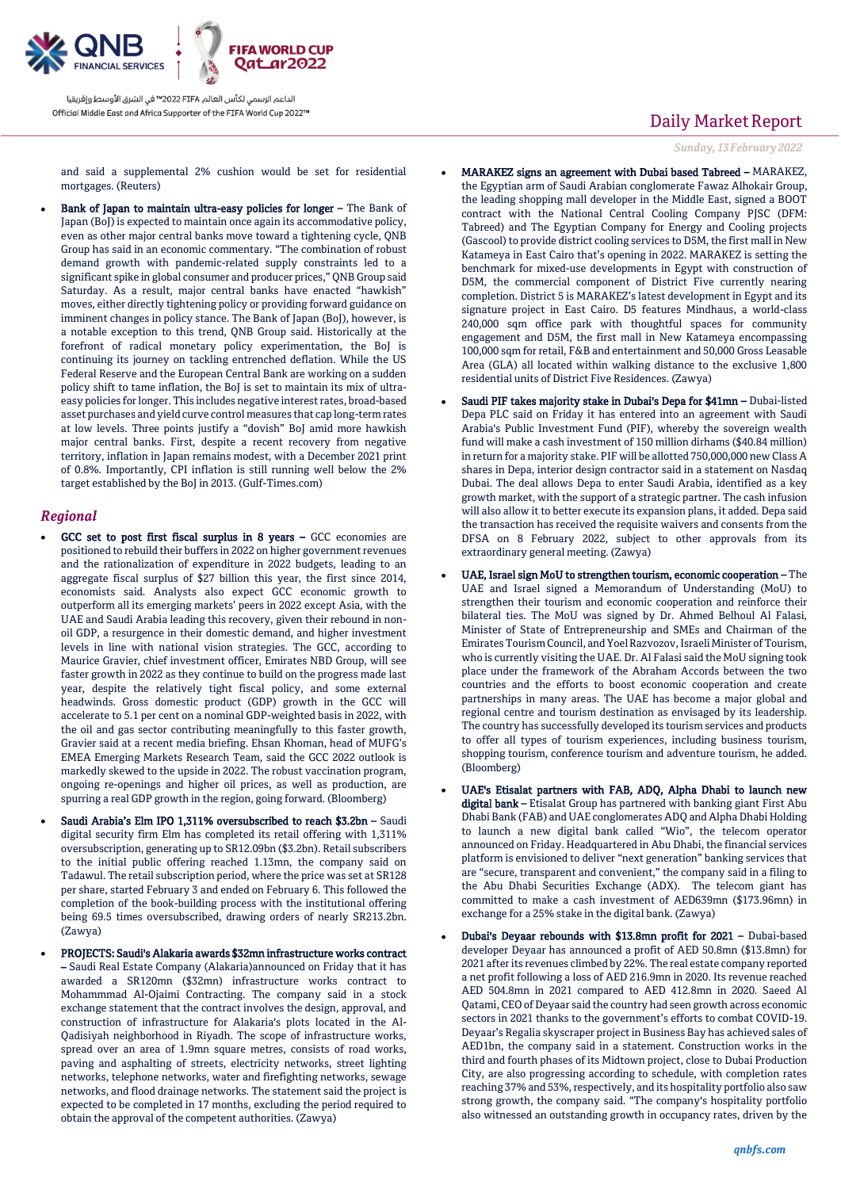and said a supplemental 2% cushion would be set for residential mortgages. (Reuters)

- **Bank of Japan to maintain ultra-easy policies for longer** – The Bank of Japan (BoJ) is expected to maintain once again its accommodative policy, even as other major central banks move toward a tightening cycle, QNB Group has said in an economic commentary. "The combination of robust demand growth with pandemic-related supply constraints led to a significant spike in global consumer and producer prices," QNB Group said Saturday. As a result, major central banks have enacted "hawkish" moves, either directly tightening policy or providing forward guidance on imminent changes in policy stance. The Bank of Japan (BoJ), however, is a notable exception to this trend, QNB Group said. Historically at the forefront of radical monetary policy experimentation, the BoJ is continuing its journey on tackling entrenched deflation. While the US Federal Reserve and the European Central Bank are working on a sudden policy shift to tame inflation, the BoJ is set to maintain its mix of ultra-easy policies for longer. This includes negative interest rates, broad-based asset purchases and yield curve control measures that cap long-term rates at low levels. Three points justify a "dovish" BoJ amid more hawkish major central banks. First, despite a recent recovery from negative territory, inflation in Japan remains modest, with a December 2021 print of 0.8%. Importantly, CPI inflation is still running well below the 2% target established by the BoJ in 2013. (Gulf-Times.com)

## Regional

- **GCC set to post first fiscal surplus in 8 years** – GCC economies are positioned to rebuild their buffers in 2022 on higher government revenues and the rationalization of expenditure in 2022 budgets, leading to an aggregate fiscal surplus of $27 billion this year, the first since 2014, economists said. Analysts also expect GCC economic growth to outperform all its emerging markets' peers in 2022 except Asia, with the UAE and Saudi Arabia leading this recovery, given their rebound in non-oil GDP, a resurgence in their domestic demand, and higher investment levels in line with national vision strategies. The GCC, according to Maurice Gravier, chief investment officer, Emirates NBD Group, will see faster growth in 2022 as they continue to build on the progress made last year, despite the relatively tight fiscal policy, and some external headwinds. Gross domestic product (GDP) growth in the GCC will accelerate to 5.1 per cent on a nominal GDP-weighted basis in 2022, with the oil and gas sector contributing meaningfully to this faster growth, Gravier said at a recent media briefing. Ehsan Khoman, head of MUFG's EMEA Emerging Markets Research Team, said the GCC 2022 outlook is markedly skewed to the upside in 2022. The robust vaccination program, ongoing re-openings and higher oil prices, as well as production, are spurring a real GDP growth in the region, going forward. (Bloomberg)

- **Saudi Arabia's Elm IPO 1,311% oversubscribed to reach $3.2bn** – Saudi digital security firm Elm has completed its retail offering with 1,311% oversubscription, generating up to SR12.09bn ($3.2bn). Retail subscribers to the initial public offering reached 1.13mn, the company said on Tadawul. The retail subscription period, where the price was set at SR128 per share, started February 3 and ended on February 6. This followed the completion of the book-building process with the institutional offering being 69.5 times oversubscribed, drawing orders of nearly SR213.2bn. (Zawya)

- **PROJECTS: Saudi's Alakaria awards $32mn infrastructure works contract** – Saudi Real Estate Company (Alakaria)announced on Friday that it has awarded a SR120mn ($32mn) infrastructure works contract to Mohammmad Al-Ojaimi Contracting. The company said in a stock exchange statement that the contract involves the design, approval, and construction of infrastructure for Alakaria's plots located in the Al-Qadisiyah neighborhood in Riyadh. The scope of infrastructure works, spread over an area of 1.9mn square metres, consists of road works, paving and asphalting of streets, electricity networks, street lighting networks, telephone networks, water and firefighting networks, sewage networks, and flood drainage networks. The statement said the project is expected to be completed in 17 months, excluding the period required to obtain the approval of the competent authorities. (Zawya)

- **MARAKEZ signs an agreement with Dubai based Tabreed** – MARAKEZ, the Egyptian arm of Saudi Arabian conglomerate Fawaz Alhokair Group, the leading shopping mall developer in the Middle East, signed a BOOT contract with the National Central Cooling Company PJSC (DFM: Tabreed) and The Egyptian Company for Energy and Cooling projects (Gascool) to provide district cooling services to D5M, the first mall in New Katameya in East Cairo that's opening in 2022. MARAKEZ is setting the benchmark for mixed-use developments in Egypt with construction of D5M, the commercial component of District Five currently nearing completion. District 5 is MARAKEZ's latest development in Egypt and its signature project in East Cairo. D5 features Mindhaus, a world-class 240,000 sqm office park with thoughtful spaces for community engagement and D5M, the first mall in New Katameya encompassing 100,000 sqm for retail, F&B and entertainment and 50,000 Gross Leasable Area (GLA) all located within walking distance to the exclusive 1,800 residential units of District Five Residences. (Zawya)

- **Saudi PIF takes majority stake in Dubai's Depa for $41mn** – Dubai-listed Depa PLC said on Friday it has entered into an agreement with Saudi Arabia's Public Investment Fund (PIF), whereby the sovereign wealth fund will make a cash investment of 150 million dirhams ($40.84 million) in return for a majority stake. PIF will be allotted 750,000,000 new Class A shares in Depa, interior design contractor said in a statement on Nasdaq Dubai. The deal allows Depa to enter Saudi Arabia, identified as a key growth market, with the support of a strategic partner. The cash infusion will also allow it to better execute its expansion plans, it added. Depa said the transaction has received the requisite waivers and consents from the DFSA on 8 February 2022, subject to other approvals from its extraordinary general meeting. (Zawya)

- **UAE, Israel sign MoU to strengthen tourism, economic cooperation** – The UAE and Israel signed a Memorandum of Understanding (MoU) to strengthen their tourism and economic cooperation and reinforce their bilateral ties. The MoU was signed by Dr. Ahmed Belhoul Al Falasi, Minister of State of Entrepreneurship and SMEs and Chairman of the Emirates Tourism Council, and Yoel Razvozov, Israeli Minister of Tourism, who is currently visiting the UAE. Dr. Al Falasi said the MoU signing took place under the framework of the Abraham Accords between the two countries and the efforts to boost economic cooperation and create partnerships in many areas. The UAE has become a major global and regional centre and tourism destination as envisaged by its leadership. The country has successfully developed its tourism services and products to offer all types of tourism experiences, including business tourism, shopping tourism, conference tourism and adventure tourism, he added. (Bloomberg)

- **UAE's Etisalat partners with FAB, ADQ, Alpha Dhabi to launch new digital bank** – Etisalat Group has partnered with banking giant First Abu Dhabi Bank (FAB) and UAE conglomerates ADQ and Alpha Dhabi Holding to launch a new digital bank called "Wio", the telecom operator announced on Friday. Headquartered in Abu Dhabi, the financial services platform is envisioned to deliver "next generation" banking services that are "secure, transparent and convenient," the company said in a filing to the Abu Dhabi Securities Exchange (ADX). The telecom giant has committed to make a cash investment of AED639mn ($173.96mn) in exchange for a 25% stake in the digital bank. (Zawya)

- **Dubai's Deyaar rebounds with $13.8mn profit for 2021** – Dubai-based developer Deyaar has announced a profit of AED 50.8mn ($13.8mn) for 2021 after its revenues climbed by 22%. The real estate company reported a net profit following a loss of AED 216.9mn in 2020. Its revenue reached AED 504.8mn in 2021 compared to AED 412.8mn in 2020. Saeed Al Qatami, CEO of Deyaar said the country had seen growth across economic sectors in 2021 thanks to the government's efforts to combat COVID-19. Deyaar's Regalia skyscraper project in Business Bay has achieved sales of AED1bn, the company said in a statement. Construction works in the third and fourth phases of its Midtown project, close to Dubai Production City, are also progressing according to schedule, with completion rates reaching 37% and 53%, respectively, and its hospitality portfolio also saw strong growth, the company said. "The company's hospitality portfolio also witnessed an outstanding growth in occupancy rates, driven by the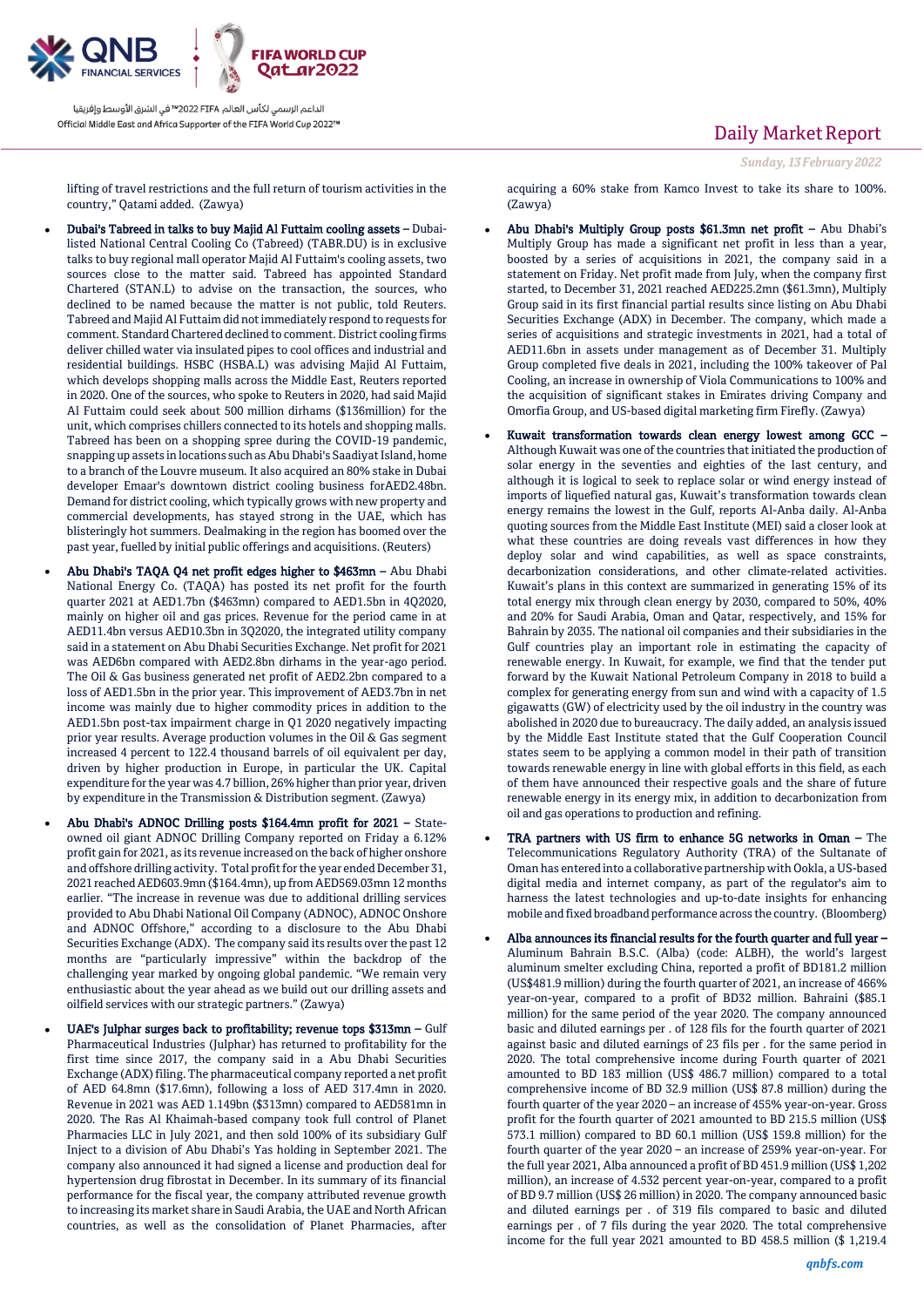lifting of travel restrictions and the full return of tourism activities in the country," Qatami added. (Zawya)

- **Dubai's Tabreed in talks to buy Majid Al Futtaim cooling assets** – Dubai-listed National Central Cooling Co (Tabreed) (TABR.DU) is in exclusive talks to buy regional mall operator Majid Al Futtaim's cooling assets, two sources close to the matter said. Tabreed has appointed Standard Chartered (STAN.L) to advise on the transaction, the sources, who declined to be named because the matter is not public, told Reuters. Tabreed and Majid Al Futtaim did not immediately respond to requests for comment. Standard Chartered declined to comment. District cooling firms deliver chilled water via insulated pipes to cool offices and industrial and residential buildings. HSBC (HSBA.L) was advising Majid Al Futtaim, which develops shopping malls across the Middle East, Reuters reported in 2020. One of the sources, who spoke to Reuters in 2020, had said Majid Al Futtaim could seek about 500 million dirhams ($136million) for the unit, which comprises chillers connected to its hotels and shopping malls. Tabreed has been on a shopping spree during the COVID-19 pandemic, snapping up assets in locations such as Abu Dhabi's Saadiyat Island, home to a branch of the Louvre museum. It also acquired an 80% stake in Dubai developer Emaar's downtown district cooling business forAED2.48bn. Demand for district cooling, which typically grows with new property and commercial developments, has stayed strong in the UAE, which has blisteringly hot summers. Dealmaking in the region has boomed over the past year, fuelled by initial public offerings and acquisitions. (Reuters)

- **Abu Dhabi's TAQA Q4 net profit edges higher to $463mn** – Abu Dhabi National Energy Co. (TAQA) has posted its net profit for the fourth quarter 2021 at AED1.7bn ($463mn) compared to AED1.5bn in 4Q2020, mainly on higher oil and gas prices. Revenue for the period came in at AED11.4bn versus AED10.3bn in 3Q2020, the integrated utility company said in a statement on Abu Dhabi Securities Exchange. Net profit for 2021 was AED6bn compared with AED2.8bn dirhams in the year-ago period. The Oil & Gas business generated net profit of AED2.2bn compared to a loss of AED1.5bn in the prior year. This improvement of AED3.7bn in net income was mainly due to higher commodity prices in addition to the AED1.5bn post-tax impairment charge in Q1 2020 negatively impacting prior year results. Average production volumes in the Oil & Gas segment increased 4 percent to 122.4 thousand barrels of oil equivalent per day, driven by higher production in Europe, in particular the UK. Capital expenditure for the year was 4.7 billion, 26% higher than prior year, driven by expenditure in the Transmission & Distribution segment. (Zawya)

- **Abu Dhabi's ADNOC Drilling posts $164.4mn profit for 2021** – State-owned oil giant ADNOC Drilling Company reported on Friday a 6.12% profit gain for 2021, as its revenue increased on the back of higher onshore and offshore drilling activity. Total profit for the year ended December 31, 2021 reached AED603.9mn ($164.4mn), up from AED569.03mn 12 months earlier. "The increase in revenue was due to additional drilling services provided to Abu Dhabi National Oil Company (ADNOC), ADNOC Onshore and ADNOC Offshore," according to a disclosure to the Abu Dhabi Securities Exchange (ADX). The company said its results over the past 12 months are "particularly impressive" within the backdrop of the challenging year marked by ongoing global pandemic. "We remain very enthusiastic about the year ahead as we build out our drilling assets and oilfield services with our strategic partners." (Zawya)

- **UAE's Julphar surges back to profitability; revenue tops $313mn** – Gulf Pharmaceutical Industries (Julphar) has returned to profitability for the first time since 2017, the company said in a Abu Dhabi Securities Exchange (ADX) filing. The pharmaceutical company reported a net profit of AED 64.8mn ($17.6mn), following a loss of AED 317.4mn in 2020. Revenue in 2021 was AED 1.149bn ($313mn) compared to AED581mn in 2020. The Ras Al Khaimah-based company took full control of Planet Pharmacies LLC in July 2021, and then sold 100% of its subsidiary Gulf Inject to a division of Abu Dhabi's Yas holding in September 2021. The company also announced it had signed a license and production deal for hypertension drug fibrostat in December. In its summary of its financial performance for the fiscal year, the company attributed revenue growth to increasing its market share in Saudi Arabia, the UAE and North African countries, as well as the consolidation of Planet Pharmacies, after acquiring a 60% stake from Kamco Invest to take its share to 100%. (Zawya)

- **Abu Dhabi's Multiply Group posts $61.3mn net profit** – Abu Dhabi's Multiply Group has made a significant net profit in less than a year, boosted by a series of acquisitions in 2021, the company said in a statement on Friday. Net profit made from July, when the company first started, to December 31, 2021 reached AED225.2mn ($61.3mn), Multiply Group said in its first financial partial results since listing on Abu Dhabi Securities Exchange (ADX) in December. The company, which made a series of acquisitions and strategic investments in 2021, had a total of AED11.6bn in assets under management as of December 31. Multiply Group completed five deals in 2021, including the 100% takeover of Pal Cooling, an increase in ownership of Viola Communications to 100% and the acquisition of significant stakes in Emirates driving Company and Omorfia Group, and US-based digital marketing firm Firefly. (Zawya)

- **Kuwait transformation towards clean energy lowest among GCC** – Although Kuwait was one of the countries that initiated the production of solar energy in the seventies and eighties of the last century, and although it is logical to seek to replace solar or wind energy instead of imports of liquefied natural gas, Kuwait's transformation towards clean energy remains the lowest in the Gulf, reports Al-Anba daily. Al-Anba quoting sources from the Middle East Institute (MEI) said a closer look at what these countries are doing reveals vast differences in how they deploy solar and wind capabilities, as well as space constraints, decarbonization considerations, and other climate-related activities. Kuwait's plans in this context are summarized in generating 15% of its total energy mix through clean energy by 2030, compared to 50%, 40% and 20% for Saudi Arabia, Oman and Qatar, respectively, and 15% for Bahrain by 2035. The national oil companies and their subsidiaries in the Gulf countries play an important role in estimating the capacity of renewable energy. In Kuwait, for example, we find that the tender put forward by the Kuwait National Petroleum Company in 2018 to build a complex for generating energy from sun and wind with a capacity of 1.5 gigawatts (GW) of electricity used by the oil industry in the country was abolished in 2020 due to bureaucracy. The daily added, an analysis issued by the Middle East Institute stated that the Gulf Cooperation Council states seem to be applying a common model in their path of transition towards renewable energy in line with global efforts in this field, as each of them have announced their respective goals and the share of future renewable energy in its energy mix, in addition to decarbonization from oil and gas operations to production and refining.

- **TRA partners with US firm to enhance 5G networks in Oman** – The Telecommunications Regulatory Authority (TRA) of the Sultanate of Oman has entered into a collaborative partnership with Ookla, a US-based digital media and internet company, as part of the regulator's aim to harness the latest technologies and up-to-date insights for enhancing mobile and fixed broadband performance across the country. (Bloomberg)

- **Alba announces its financial results for the fourth quarter and full year** – Aluminum Bahrain B.S.C. (Alba) (code: ALBH), the world's largest aluminum smelter excluding China, reported a profit of BD181.2 million (US$481.9 million) during the fourth quarter of 2021, an increase of 466% year-on-year, compared to a profit of BD32 million. Bahraini ($85.1 million) for the same period of the year 2020. The company announced basic and diluted earnings per . of 128 fils for the fourth quarter of 2021 against basic and diluted earnings of 23 fils per . for the same period in 2020. The total comprehensive income during Fourth quarter of 2021 amounted to BD 183 million (US$ 486.7 million) compared to a total comprehensive income of BD 32.9 million (US$ 87.8 million) during the fourth quarter of the year 2020 – an increase of 455% year-on-year. Gross profit for the fourth quarter of 2021 amounted to BD 215.5 million (US$ 573.1 million) compared to BD 60.1 million (US$ 159.8 million) for the fourth quarter of the year 2020 – an increase of 259% year-on-year. For the full year 2021, Alba announced a profit of BD 451.9 million (US$ 1,202 million), an increase of 4.532 percent year-on-year, compared to a profit of BD 9.7 million (US$ 26 million) in 2020. The company announced basic and diluted earnings per . of 319 fils compared to basic and diluted earnings per . of 7 fils during the year 2020. The total comprehensive income for the full year 2021 amounted to BD 458.5 million ($ 1,219.4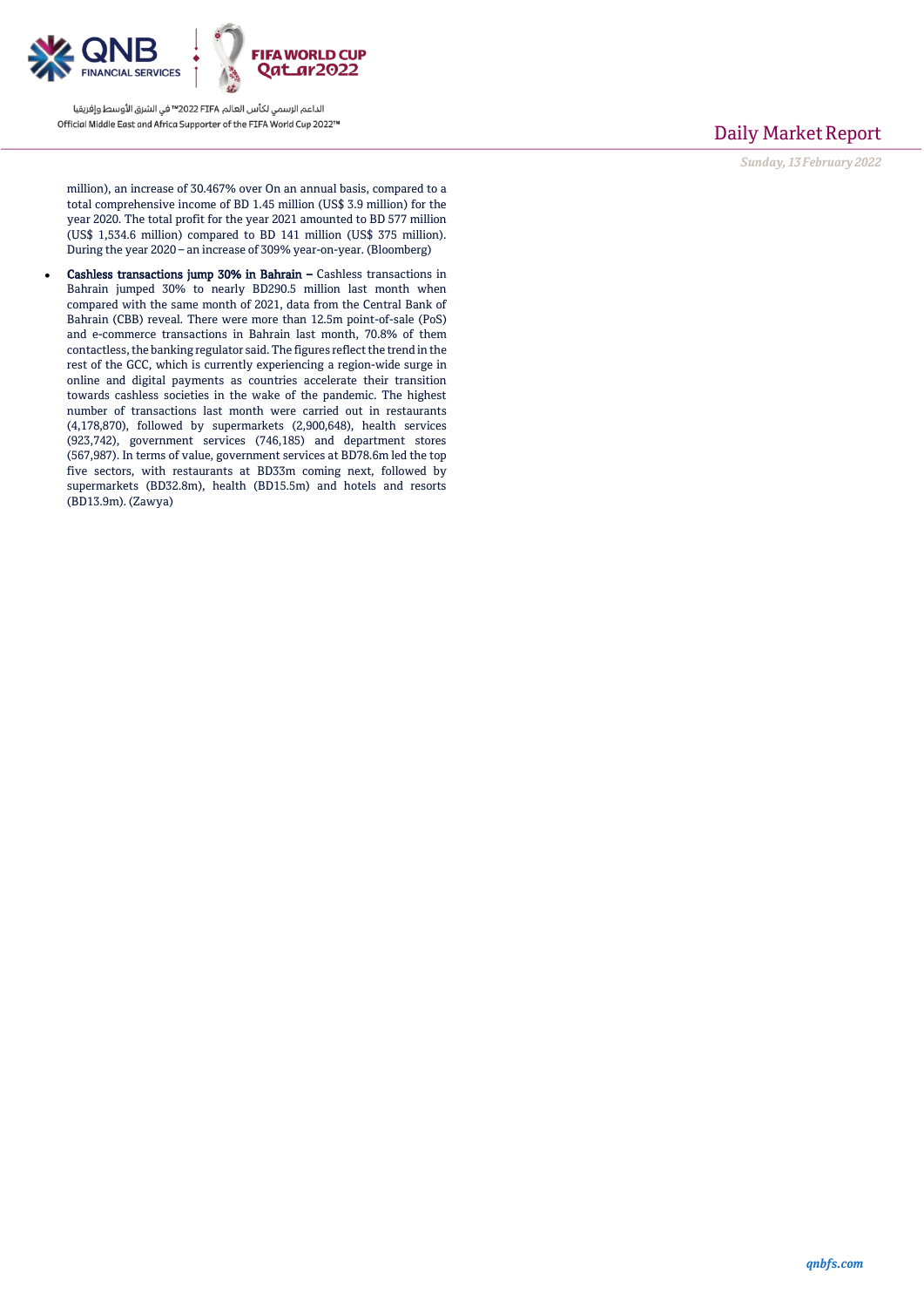million), an increase of 30.467% over On an annual basis, compared to a total comprehensive income of BD 1.45 million (US$ 3.9 million) for the year 2020. The total profit for the year 2021 amounted to BD 577 million (US$ 1,534.6 million) compared to BD 141 million (US$ 375 million). During the year 2020 – an increase of 309% year-on-year. (Bloomberg)

- **Cashless transactions jump 30% in Bahrain –** Cashless transactions in Bahrain jumped 30% to nearly BD290.5 million last month when compared with the same month of 2021, data from the Central Bank of Bahrain (CBB) reveal. There were more than 12.5m point-of-sale (PoS) and e-commerce transactions in Bahrain last month, 70.8% of them contactless, the banking regulator said. The figures reflect the trend in the rest of the GCC, which is currently experiencing a region-wide surge in online and digital payments as countries accelerate their transition towards cashless societies in the wake of the pandemic. The highest number of transactions last month were carried out in restaurants (4,178,870), followed by supermarkets (2,900,648), health services (923,742), government services (746,185) and department stores (567,987). In terms of value, government services at BD78.6m led the top five sectors, with restaurants at BD33m coming next, followed by supermarkets (BD32.8m), health (BD15.5m) and hotels and resorts (BD13.9m). (Zawya)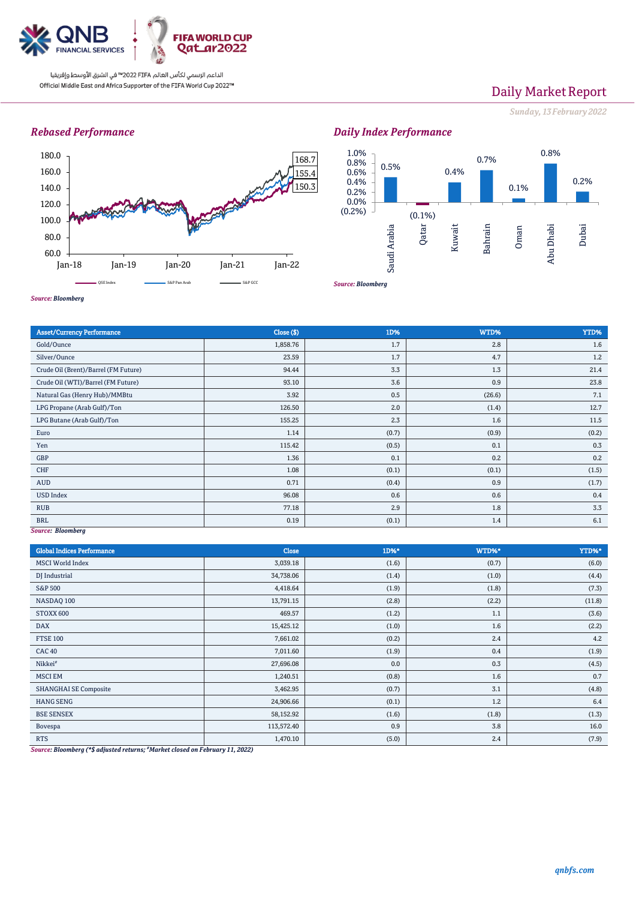Official Middle East and Africa Supporter of the FIFA World Cup 2022™

الداعم الرسمي لكأس العالم FIFA 2022™ في الشرق الأوسط وإفريقيا

# Daily Market Report

*Sunday, 13 February 2022*

## Rebased Performance

*Source: Bloomberg*

## Daily Index Performance

| Market | Daily % |
|---|---|
| Saudi Arabia | 0.5% |
| Qatar | (0.1%) |
| Kuwait | 0.4% |
| Bahrain | 0.7% |
| Oman | 0.1% |
| Abu Dhabi | 0.8% |
| Dubai | 0.2% |

*Source: Bloomberg*

| Asset/Currency Performance | Close ($) | 1D% | WTD% | YTD% |
|---|---|---|---|---|
| Gold/Ounce | 1,858.76 | 1.7 | 2.8 | 1.6 |
| Silver/Ounce | 23.59 | 1.7 | 4.7 | 1.2 |
| Crude Oil (Brent)/Barrel (FM Future) | 94.44 | 3.3 | 1.3 | 21.4 |
| Crude Oil (WTI)/Barrel (FM Future) | 93.10 | 3.6 | 0.9 | 23.8 |
| Natural Gas (Henry Hub)/MMBtu | 3.92 | 0.5 | (26.6) | 7.1 |
| LPG Propane (Arab Gulf)/Ton | 126.50 | 2.0 | (1.4) | 12.7 |
| LPG Butane (Arab Gulf)/Ton | 155.25 | 2.3 | 1.6 | 11.5 |
| Euro | 1.14 | (0.7) | (0.9) | (0.2) |
| Yen | 115.42 | (0.5) | 0.1 | 0.3 |
| GBP | 1.36 | 0.1 | 0.2 | 0.2 |
| CHF | 1.08 | (0.1) | (0.1) | (1.5) |
| AUD | 0.71 | (0.4) | 0.9 | (1.7) |
| USD Index | 96.08 | 0.6 | 0.6 | 0.4 |
| RUB | 77.18 | 2.9 | 1.8 | 3.3 |
| BRL | 0.19 | (0.1) | 1.4 | 6.1 |

*Source: Bloomberg*

| Global Indices Performance | Close | 1D%* | WTD%* | YTD%* |
|---|---|---|---|---|
| MSCI World Index | 3,039.18 | (1.6) | (0.7) | (6.0) |
| DJ Industrial | 34,738.06 | (1.4) | (1.0) | (4.4) |
| S&P 500 | 4,418.64 | (1.9) | (1.8) | (7.3) |
| NASDAQ 100 | 13,791.15 | (2.8) | (2.2) | (11.8) |
| STOXX 600 | 469.57 | (1.2) | 1.1 | (3.6) |
| DAX | 15,425.12 | (1.0) | 1.6 | (2.2) |
| FTSE 100 | 7,661.02 | (0.2) | 2.4 | 4.2 |
| CAC 40 | 7,011.60 | (1.9) | 0.4 | (1.9) |
| Nikkei# | 27,696.08 | 0.0 | 0.3 | (4.5) |
| MSCI EM | 1,240.51 | (0.8) | 1.6 | 0.7 |
| SHANGHAI SE Composite | 3,462.95 | (0.7) | 3.1 | (4.8) |
| HANG SENG | 24,906.66 | (0.1) | 1.2 | 6.4 |
| BSE SENSEX | 58,152.92 | (1.6) | (1.8) | (1.3) |
| Bovespa | 113,572.40 | 0.9 | 3.8 | 16.0 |
| RTS | 1,470.10 | (5.0) | 2.4 | (7.9) |

*Source: Bloomberg (*$ adjusted returns; #Market closed on February 11, 2022)*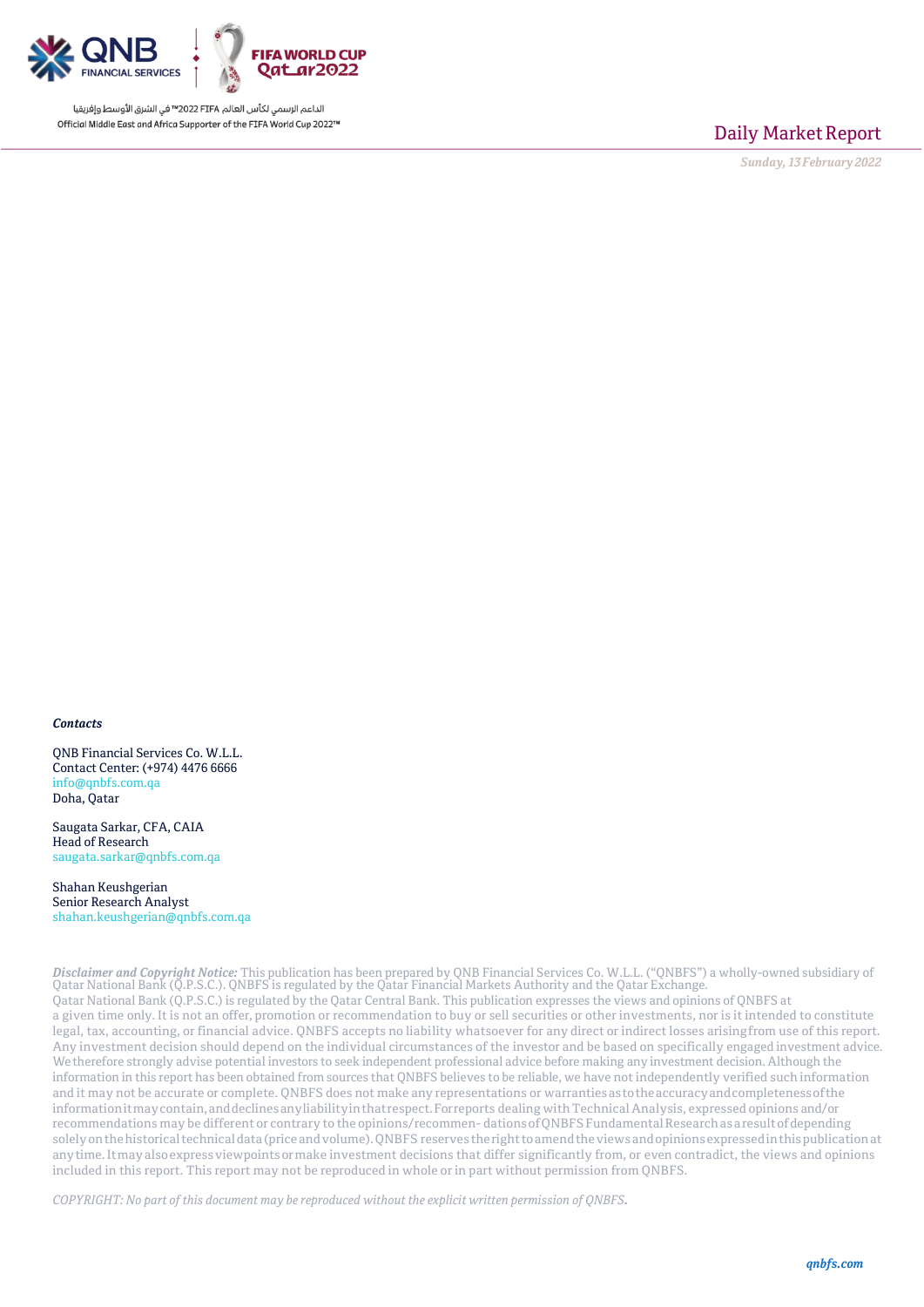*Contacts*

QNB Financial Services Co. W.L.L.
Contact Center: (+974) 4476 6666
info@qnbfs.com.qa
Doha, Qatar

Saugata Sarkar, CFA, CAIA
Head of Research
saugata.sarkar@qnbfs.com.qa

Shahan Keushgerian
Senior Research Analyst
shahan.keushgerian@qnbfs.com.qa

***Disclaimer and Copyright Notice:*** This publication has been prepared by QNB Financial Services Co. W.L.L. ("QNBFS") a wholly-owned subsidiary of Qatar National Bank (Q.P.S.C.). QNBFS is regulated by the Qatar Financial Markets Authority and the Qatar Exchange. Qatar National Bank (Q.P.S.C.) is regulated by the Qatar Central Bank. This publication expresses the views and opinions of QNBFS at a given time only. It is not an offer, promotion or recommendation to buy or sell securities or other investments, nor is it intended to constitute legal, tax, accounting, or financial advice. QNBFS accepts no liability whatsoever for any direct or indirect losses arising from use of this report. Any investment decision should depend on the individual circumstances of the investor and be based on specifically engaged investment advice. We therefore strongly advise potential investors to seek independent professional advice before making any investment decision. Although the information in this report has been obtained from sources that QNBFS believes to be reliable, we have not independently verified such information and it may not be accurate or complete. QNBFS does not make any representations or warranties as to the accuracy and completeness of the information it may contain, and declines any liability in that respect. For reports dealing with Technical Analysis, expressed opinions and/or recommendations may be different or contrary to the opinions/recommen- dations of QNBFS Fundamental Research as a result of depending solely on the historical technical data (price and volume). QNBFS reserves the right to amend the views and opinions expressed in this publication at any time. It may also express viewpoints or make investment decisions that differ significantly from, or even contradict, the views and opinions included in this report. This report may not be reproduced in whole or in part without permission from QNBFS.

*COPYRIGHT: No part of this document may be reproduced without the explicit written permission of QNBFS.*